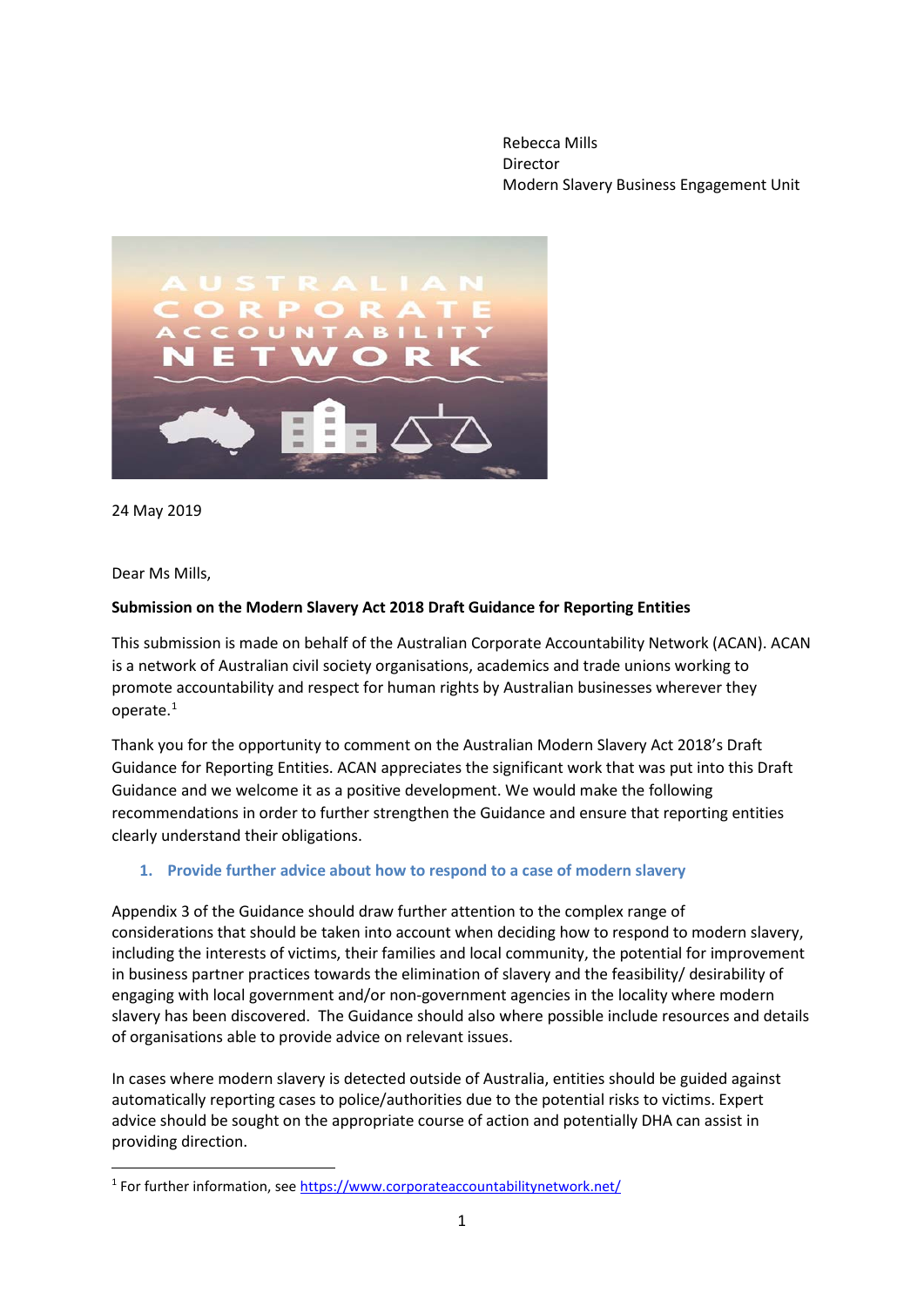Rebecca Mills
Director
Modern Slavery Business Engagement Unit

24 May 2019

Dear Ms Mills,

**Submission on the Modern Slavery Act 2018 Draft Guidance for Reporting Entities**

This submission is made on behalf of the Australian Corporate Accountability Network (ACAN). ACAN is a network of Australian civil society organisations, academics and trade unions working to promote accountability and respect for human rights by Australian businesses wherever they operate.[1]

Thank you for the opportunity to comment on the Australian Modern Slavery Act 2018's Draft Guidance for Reporting Entities. ACAN appreciates the significant work that was put into this Draft Guidance and we welcome it as a positive development. We would make the following recommendations in order to further strengthen the Guidance and ensure that reporting entities clearly understand their obligations.

## 1. Provide further advice about how to respond to a case of modern slavery

Appendix 3 of the Guidance should draw further attention to the complex range of considerations that should be taken into account when deciding how to respond to modern slavery, including the interests of victims, their families and local community, the potential for improvement in business partner practices towards the elimination of slavery and the feasibility/ desirability of engaging with local government and/or non-government agencies in the locality where modern slavery has been discovered. The Guidance should also where possible include resources and details of organisations able to provide advice on relevant issues.

In cases where modern slavery is detected outside of Australia, entities should be guided against automatically reporting cases to police/authorities due to the potential risks to victims. Expert advice should be sought on the appropriate course of action and potentially DHA can assist in providing direction.

[1] For further information, see https://www.corporateaccountabilitynetwork.net/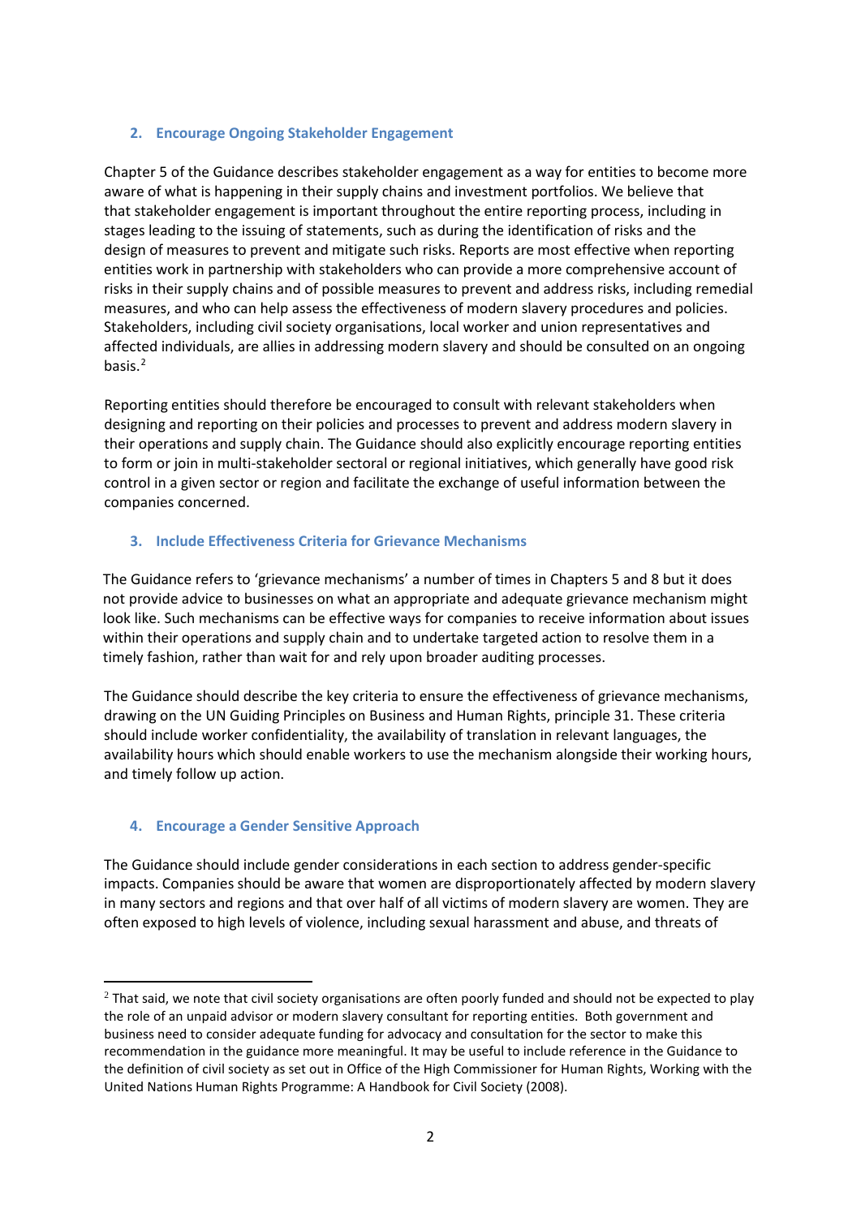## 2. Encourage Ongoing Stakeholder Engagement

Chapter 5 of the Guidance describes stakeholder engagement as a way for entities to become more aware of what is happening in their supply chains and investment portfolios. We believe that that stakeholder engagement is important throughout the entire reporting process, including in stages leading to the issuing of statements, such as during the identification of risks and the design of measures to prevent and mitigate such risks. Reports are most effective when reporting entities work in partnership with stakeholders who can provide a more comprehensive account of risks in their supply chains and of possible measures to prevent and address risks, including remedial measures, and who can help assess the effectiveness of modern slavery procedures and policies. Stakeholders, including civil society organisations, local worker and union representatives and affected individuals, are allies in addressing modern slavery and should be consulted on an ongoing basis.[2]

Reporting entities should therefore be encouraged to consult with relevant stakeholders when designing and reporting on their policies and processes to prevent and address modern slavery in their operations and supply chain. The Guidance should also explicitly encourage reporting entities to form or join in multi-stakeholder sectoral or regional initiatives, which generally have good risk control in a given sector or region and facilitate the exchange of useful information between the companies concerned.

## 3. Include Effectiveness Criteria for Grievance Mechanisms

The Guidance refers to 'grievance mechanisms' a number of times in Chapters 5 and 8 but it does not provide advice to businesses on what an appropriate and adequate grievance mechanism might look like. Such mechanisms can be effective ways for companies to receive information about issues within their operations and supply chain and to undertake targeted action to resolve them in a timely fashion, rather than wait for and rely upon broader auditing processes.

The Guidance should describe the key criteria to ensure the effectiveness of grievance mechanisms, drawing on the UN Guiding Principles on Business and Human Rights, principle 31. These criteria should include worker confidentiality, the availability of translation in relevant languages, the availability hours which should enable workers to use the mechanism alongside their working hours, and timely follow up action.

## 4. Encourage a Gender Sensitive Approach

The Guidance should include gender considerations in each section to address gender-specific impacts. Companies should be aware that women are disproportionately affected by modern slavery in many sectors and regions and that over half of all victims of modern slavery are women. They are often exposed to high levels of violence, including sexual harassment and abuse, and threats of

---

[2] That said, we note that civil society organisations are often poorly funded and should not be expected to play the role of an unpaid advisor or modern slavery consultant for reporting entities. Both government and business need to consider adequate funding for advocacy and consultation for the sector to make this recommendation in the guidance more meaningful. It may be useful to include reference in the Guidance to the definition of civil society as set out in Office of the High Commissioner for Human Rights, Working with the United Nations Human Rights Programme: A Handbook for Civil Society (2008).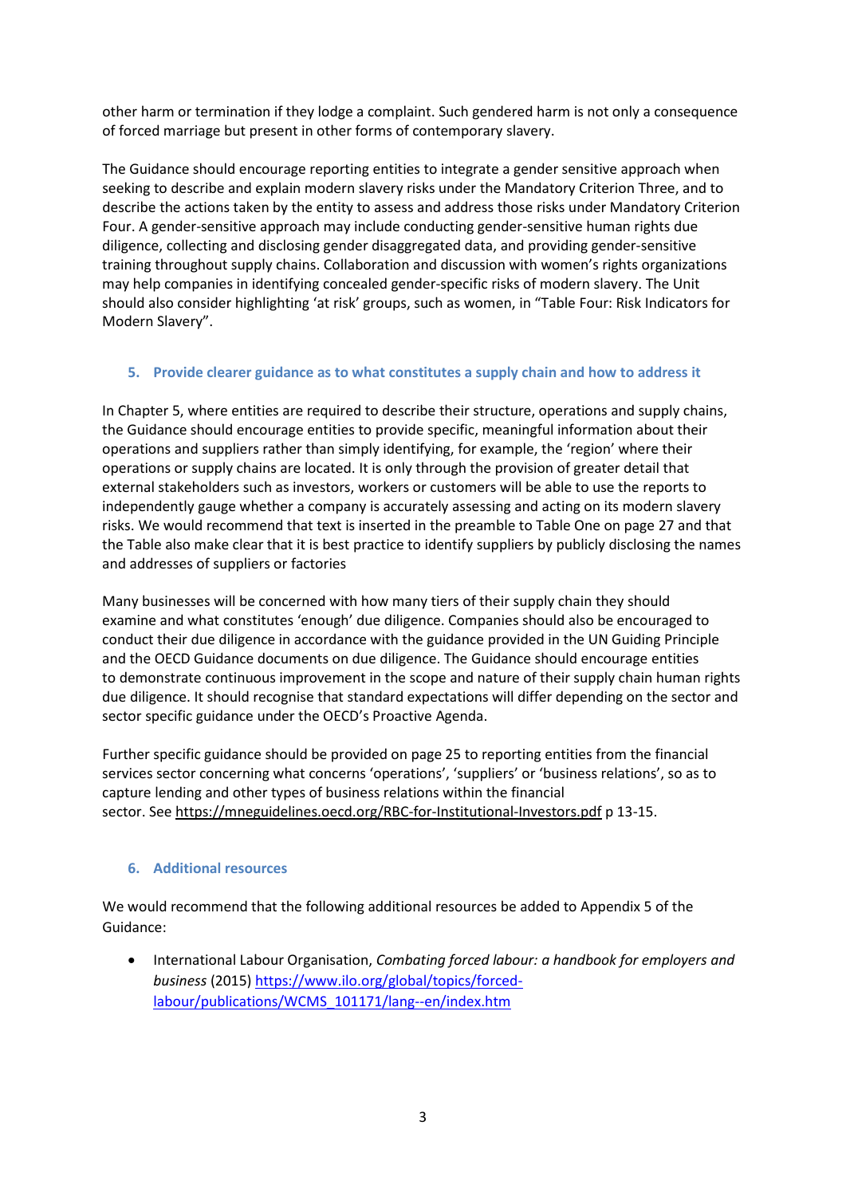other harm or termination if they lodge a complaint. Such gendered harm is not only a consequence of forced marriage but present in other forms of contemporary slavery.

The Guidance should encourage reporting entities to integrate a gender sensitive approach when seeking to describe and explain modern slavery risks under the Mandatory Criterion Three, and to describe the actions taken by the entity to assess and address those risks under Mandatory Criterion Four. A gender-sensitive approach may include conducting gender-sensitive human rights due diligence, collecting and disclosing gender disaggregated data, and providing gender-sensitive training throughout supply chains. Collaboration and discussion with women's rights organizations may help companies in identifying concealed gender-specific risks of modern slavery. The Unit should also consider highlighting 'at risk' groups, such as women, in "Table Four: Risk Indicators for Modern Slavery".

## 5. Provide clearer guidance as to what constitutes a supply chain and how to address it

In Chapter 5, where entities are required to describe their structure, operations and supply chains, the Guidance should encourage entities to provide specific, meaningful information about their operations and suppliers rather than simply identifying, for example, the 'region' where their operations or supply chains are located. It is only through the provision of greater detail that external stakeholders such as investors, workers or customers will be able to use the reports to independently gauge whether a company is accurately assessing and acting on its modern slavery risks. We would recommend that text is inserted in the preamble to Table One on page 27 and that the Table also make clear that it is best practice to identify suppliers by publicly disclosing the names and addresses of suppliers or factories

Many businesses will be concerned with how many tiers of their supply chain they should examine and what constitutes 'enough' due diligence. Companies should also be encouraged to conduct their due diligence in accordance with the guidance provided in the UN Guiding Principle and the OECD Guidance documents on due diligence. The Guidance should encourage entities to demonstrate continuous improvement in the scope and nature of their supply chain human rights due diligence. It should recognise that standard expectations will differ depending on the sector and sector specific guidance under the OECD's Proactive Agenda.

Further specific guidance should be provided on page 25 to reporting entities from the financial services sector concerning what concerns 'operations', 'suppliers' or 'business relations', so as to capture lending and other types of business relations within the financial sector. See https://mneguidelines.oecd.org/RBC-for-Institutional-Investors.pdf p 13-15.

## 6. Additional resources

We would recommend that the following additional resources be added to Appendix 5 of the Guidance:

- International Labour Organisation, *Combating forced labour: a handbook for employers and business* (2015) https://www.ilo.org/global/topics/forced-labour/publications/WCMS_101171/lang--en/index.htm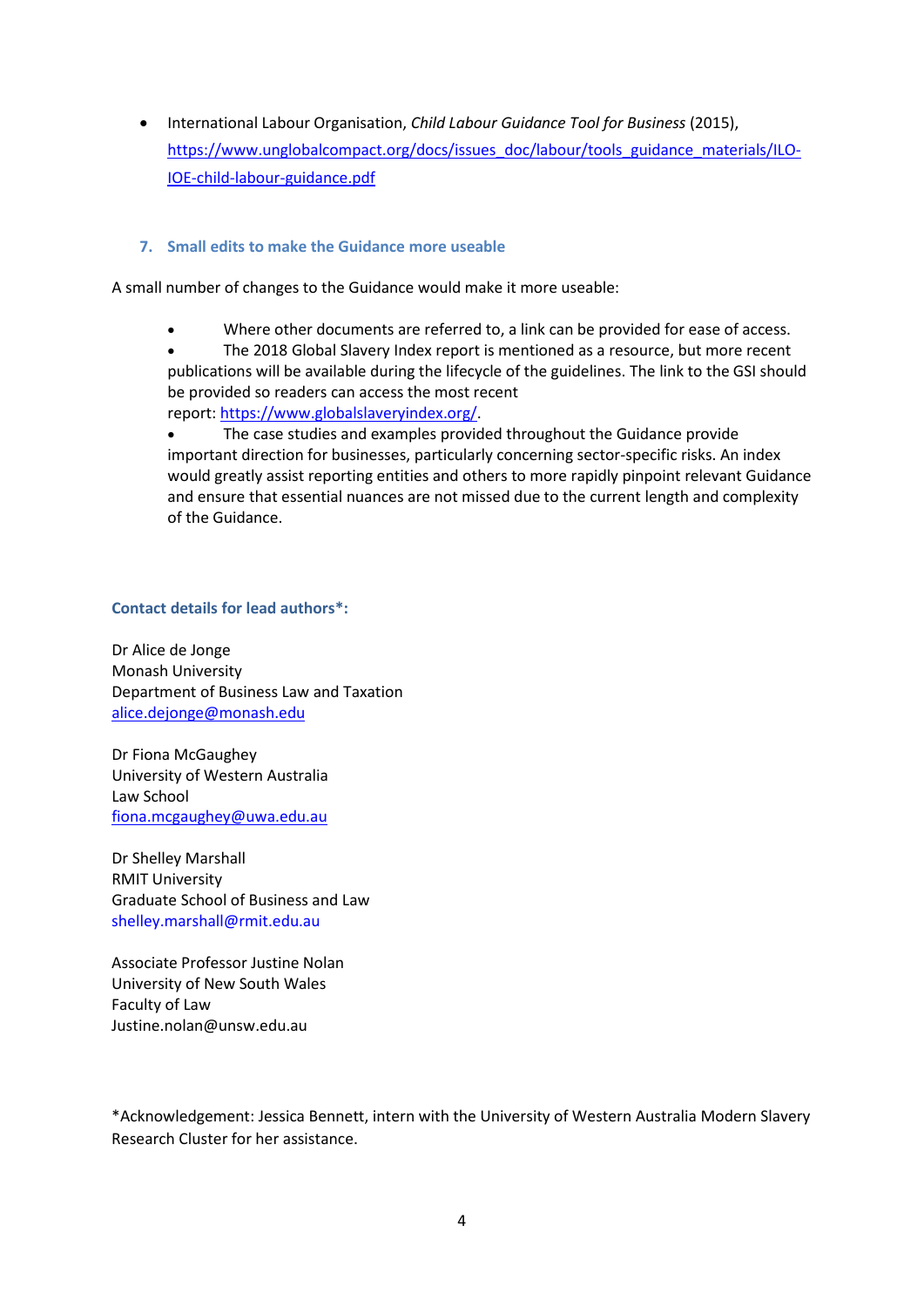- International Labour Organisation, *Child Labour Guidance Tool for Business* (2015), https://www.unglobalcompact.org/docs/issues_doc/labour/tools_guidance_materials/ILO-IOE-child-labour-guidance.pdf

## 7. Small edits to make the Guidance more useable

A small number of changes to the Guidance would make it more useable:

- Where other documents are referred to, a link can be provided for ease of access.
- The 2018 Global Slavery Index report is mentioned as a resource, but more recent publications will be available during the lifecycle of the guidelines. The link to the GSI should be provided so readers can access the most recent report: https://www.globalslaveryindex.org/.
- The case studies and examples provided throughout the Guidance provide important direction for businesses, particularly concerning sector-specific risks. An index would greatly assist reporting entities and others to more rapidly pinpoint relevant Guidance and ensure that essential nuances are not missed due to the current length and complexity of the Guidance.

## Contact details for lead authors*:

Dr Alice de Jonge
Monash University
Department of Business Law and Taxation
alice.dejonge@monash.edu

Dr Fiona McGaughey
University of Western Australia
Law School
fiona.mcgaughey@uwa.edu.au

Dr Shelley Marshall
RMIT University
Graduate School of Business and Law
shelley.marshall@rmit.edu.au

Associate Professor Justine Nolan
University of New South Wales
Faculty of Law
Justine.nolan@unsw.edu.au

*Acknowledgement: Jessica Bennett, intern with the University of Western Australia Modern Slavery Research Cluster for her assistance.